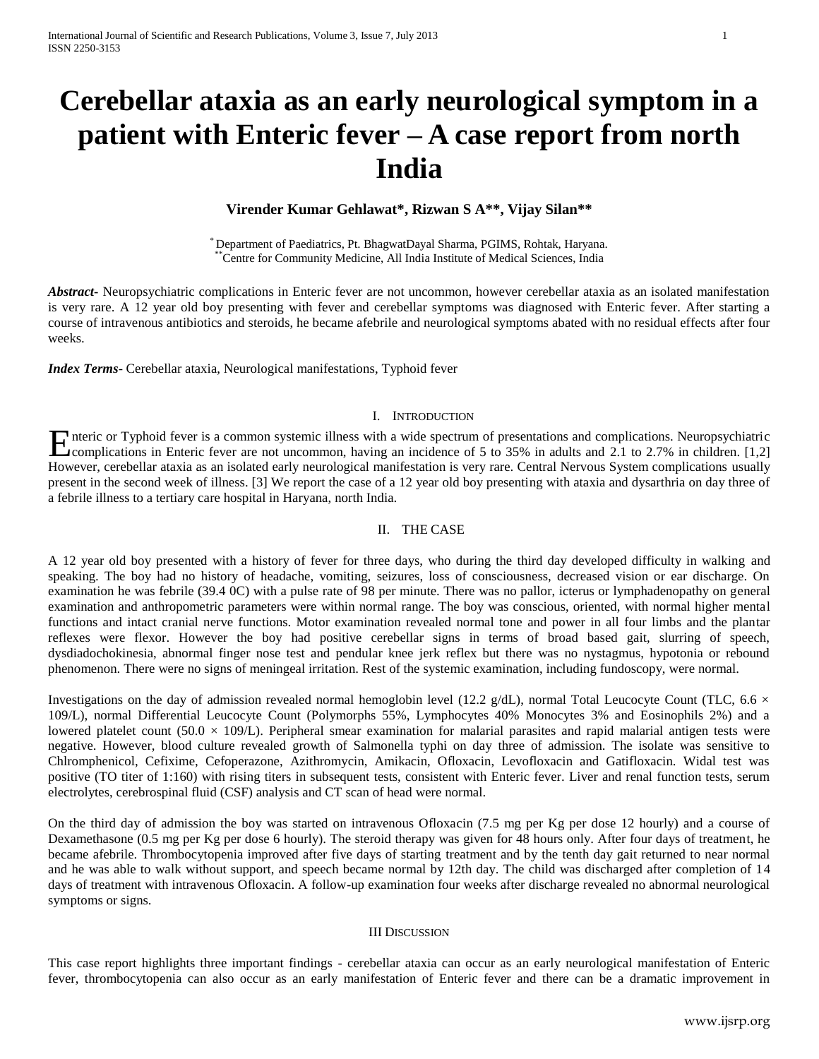# Cerebellar ataxia as an early neurological symptom in a patient with Enteric fever – A case report from north India

**Virender Kumar Gehlawat*, Rizwan S A**, Vijay Silan****

\* Department of Paediatrics, Pt. BhagwatDayal Sharma, PGIMS, Rohtak, Haryana.
\*\* Centre for Community Medicine, All India Institute of Medical Sciences, India

***Abstract***- Neuropsychiatric complications in Enteric fever are not uncommon, however cerebellar ataxia as an isolated manifestation is very rare. A 12 year old boy presenting with fever and cerebellar symptoms was diagnosed with Enteric fever. After starting a course of intravenous antibiotics and steroids, he became afebrile and neurological symptoms abated with no residual effects after four weeks.

***Index Terms***- Cerebellar ataxia, Neurological manifestations, Typhoid fever

## I. Introduction

Enteric or Typhoid fever is a common systemic illness with a wide spectrum of presentations and complications. Neuropsychiatric complications in Enteric fever are not uncommon, having an incidence of 5 to 35% in adults and 2.1 to 2.7% in children. [1,2] However, cerebellar ataxia as an isolated early neurological manifestation is very rare. Central Nervous System complications usually present in the second week of illness. [3] We report the case of a 12 year old boy presenting with ataxia and dysarthria on day three of a febrile illness to a tertiary care hospital in Haryana, north India.

## II. The Case

A 12 year old boy presented with a history of fever for three days, who during the third day developed difficulty in walking and speaking. The boy had no history of headache, vomiting, seizures, loss of consciousness, decreased vision or ear discharge. On examination he was febrile (39.4 0C) with a pulse rate of 98 per minute. There was no pallor, icterus or lymphadenopathy on general examination and anthropometric parameters were within normal range. The boy was conscious, oriented, with normal higher mental functions and intact cranial nerve functions. Motor examination revealed normal tone and power in all four limbs and the plantar reflexes were flexor. However the boy had positive cerebellar signs in terms of broad based gait, slurring of speech, dysdiadochokinesia, abnormal finger nose test and pendular knee jerk reflex but there was no nystagmus, hypotonia or rebound phenomenon. There were no signs of meningeal irritation. Rest of the systemic examination, including fundoscopy, were normal.

Investigations on the day of admission revealed normal hemoglobin level (12.2 g/dL), normal Total Leucocyte Count (TLC, 6.6 × 109/L), normal Differential Leucocyte Count (Polymorphs 55%, Lymphocytes 40% Monocytes 3% and Eosinophils 2%) and a lowered platelet count (50.0 × 109/L). Peripheral smear examination for malarial parasites and rapid malarial antigen tests were negative. However, blood culture revealed growth of Salmonella typhi on day three of admission. The isolate was sensitive to Chlromphenicol, Cefixime, Cefoperazone, Azithromycin, Amikacin, Ofloxacin, Levofloxacin and Gatifloxacin. Widal test was positive (TO titer of 1:160) with rising titers in subsequent tests, consistent with Enteric fever. Liver and renal function tests, serum electrolytes, cerebrospinal fluid (CSF) analysis and CT scan of head were normal.

On the third day of admission the boy was started on intravenous Ofloxacin (7.5 mg per Kg per dose 12 hourly) and a course of Dexamethasone (0.5 mg per Kg per dose 6 hourly). The steroid therapy was given for 48 hours only. After four days of treatment, he became afebrile. Thrombocytopenia improved after five days of starting treatment and by the tenth day gait returned to near normal and he was able to walk without support, and speech became normal by 12th day. The child was discharged after completion of 14 days of treatment with intravenous Ofloxacin. A follow-up examination four weeks after discharge revealed no abnormal neurological symptoms or signs.

## III Discussion

This case report highlights three important findings - cerebellar ataxia can occur as an early neurological manifestation of Enteric fever, thrombocytopenia can also occur as an early manifestation of Enteric fever and there can be a dramatic improvement in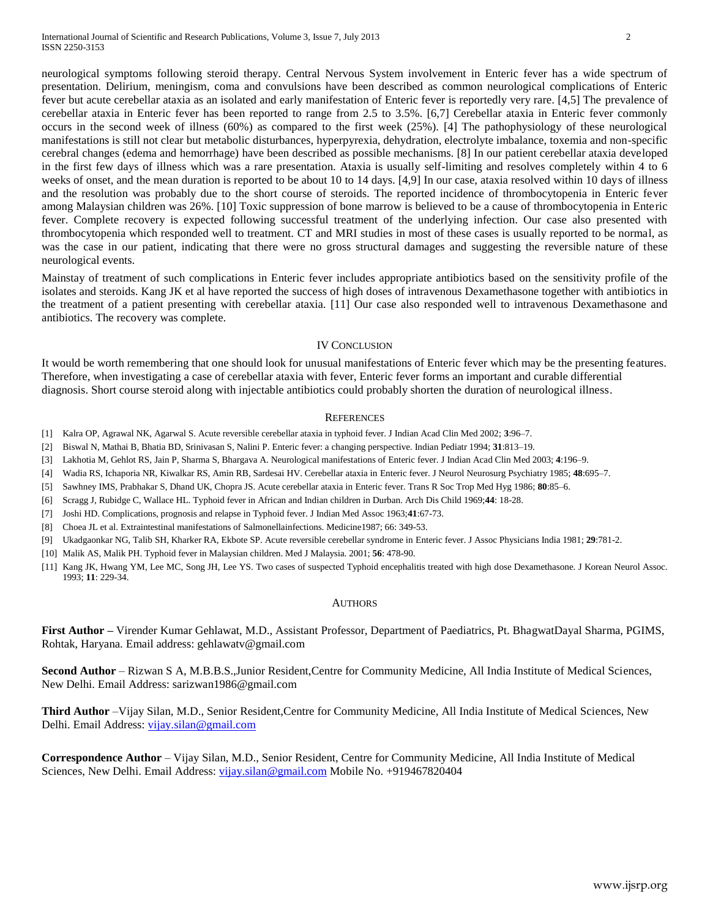neurological symptoms following steroid therapy. Central Nervous System involvement in Enteric fever has a wide spectrum of presentation. Delirium, meningism, coma and convulsions have been described as common neurological complications of Enteric fever but acute cerebellar ataxia as an isolated and early manifestation of Enteric fever is reportedly very rare. [4,5] The prevalence of cerebellar ataxia in Enteric fever has been reported to range from 2.5 to 3.5%. [6,7] Cerebellar ataxia in Enteric fever commonly occurs in the second week of illness (60%) as compared to the first week (25%). [4] The pathophysiology of these neurological manifestations is still not clear but metabolic disturbances, hyperpyrexia, dehydration, electrolyte imbalance, toxemia and non-specific cerebral changes (edema and hemorrhage) have been described as possible mechanisms. [8] In our patient cerebellar ataxia developed in the first few days of illness which was a rare presentation. Ataxia is usually self-limiting and resolves completely within 4 to 6 weeks of onset, and the mean duration is reported to be about 10 to 14 days. [4,9] In our case, ataxia resolved within 10 days of illness and the resolution was probably due to the short course of steroids. The reported incidence of thrombocytopenia in Enteric fever among Malaysian children was 26%. [10] Toxic suppression of bone marrow is believed to be a cause of thrombocytopenia in Enteric fever. Complete recovery is expected following successful treatment of the underlying infection. Our case also presented with thrombocytopenia which responded well to treatment. CT and MRI studies in most of these cases is usually reported to be normal, as was the case in our patient, indicating that there were no gross structural damages and suggesting the reversible nature of these neurological events.

Mainstay of treatment of such complications in Enteric fever includes appropriate antibiotics based on the sensitivity profile of the isolates and steroids. Kang JK et al have reported the success of high doses of intravenous Dexamethasone together with antibiotics in the treatment of a patient presenting with cerebellar ataxia. [11] Our case also responded well to intravenous Dexamethasone and antibiotics. The recovery was complete.

## IV Conclusion

It would be worth remembering that one should look for unusual manifestations of Enteric fever which may be the presenting features. Therefore, when investigating a case of cerebellar ataxia with fever, Enteric fever forms an important and curable differential diagnosis. Short course steroid along with injectable antibiotics could probably shorten the duration of neurological illness.

## References

[1] Kalra OP, Agrawal NK, Agarwal S. Acute reversible cerebellar ataxia in typhoid fever. J Indian Acad Clin Med 2002; **3**:96–7.

[2] Biswal N, Mathai B, Bhatia BD, Srinivasan S, Nalini P. Enteric fever: a changing perspective. Indian Pediatr 1994; **31**:813–19.

[3] Lakhotia M, Gehlot RS, Jain P, Sharma S, Bhargava A. Neurological manifestations of Enteric fever. J Indian Acad Clin Med 2003; **4**:196–9.

[4] Wadia RS, Ichaporia NR, Kiwalkar RS, Amin RB, Sardesai HV. Cerebellar ataxia in Enteric fever. J Neurol Neurosurg Psychiatry 1985; **48**:695–7.

[5] Sawhney IMS, Prabhakar S, Dhand UK, Chopra JS. Acute cerebellar ataxia in Enteric fever. Trans R Soc Trop Med Hyg 1986; **80**:85–6.

[6] Scragg J, Rubidge C, Wallace HL. Typhoid fever in African and Indian children in Durban. Arch Dis Child 1969;**44**: 18-28.

[7] Joshi HD. Complications, prognosis and relapse in Typhoid fever. J Indian Med Assoc 1963;**41**:67-73.

[8] Choea JL et al. Extraintestinal manifestations of Salmonellainfections. Medicine1987; 66: 349-53.

[9] Ukadgaonkar NG, Talib SH, Kharker RA, Ekbote SP. Acute reversible cerebellar syndrome in Enteric fever. J Assoc Physicians India 1981; **29**:781-2.

[10] Malik AS, Malik PH. Typhoid fever in Malaysian children. Med J Malaysia. 2001; **56**: 478-90.

[11] Kang JK, Hwang YM, Lee MC, Song JH, Lee YS. Two cases of suspected Typhoid encephalitis treated with high dose Dexamethasone. J Korean Neurol Assoc. 1993; **11**: 229-34.

## Authors

**First Author –** Virender Kumar Gehlawat, M.D., Assistant Professor, Department of Paediatrics, Pt. BhagwatDayal Sharma, PGIMS, Rohtak, Haryana. Email address: gehlawatv@gmail.com

**Second Author** – Rizwan S A, M.B.B.S.,Junior Resident,Centre for Community Medicine, All India Institute of Medical Sciences, New Delhi. Email Address: sarizwan1986@gmail.com

**Third Author** –Vijay Silan, M.D., Senior Resident,Centre for Community Medicine, All India Institute of Medical Sciences, New Delhi. Email Address: vijay.silan@gmail.com

**Correspondence Author** – Vijay Silan, M.D., Senior Resident, Centre for Community Medicine, All India Institute of Medical Sciences, New Delhi. Email Address: vijay.silan@gmail.com Mobile No. +919467820404